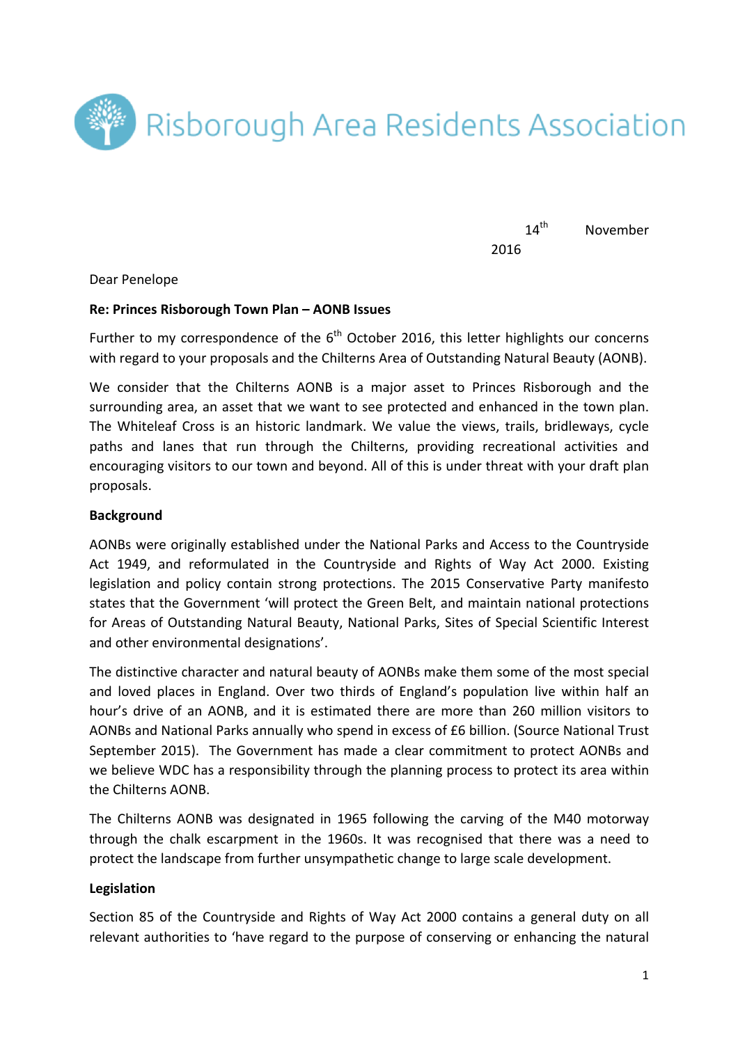Risborough Area Residents Association

14th November 2016

Dear Penelope

**Re: Princes Risborough Town Plan – AONB Issues**

Further to my correspondence of the 6th October 2016, this letter highlights our concerns with regard to your proposals and the Chilterns Area of Outstanding Natural Beauty (AONB).

We consider that the Chilterns AONB is a major asset to Princes Risborough and the surrounding area, an asset that we want to see protected and enhanced in the town plan. The Whiteleaf Cross is an historic landmark. We value the views, trails, bridleways, cycle paths and lanes that run through the Chilterns, providing recreational activities and encouraging visitors to our town and beyond. All of this is under threat with your draft plan proposals.

**Background**

AONBs were originally established under the National Parks and Access to the Countryside Act 1949, and reformulated in the Countryside and Rights of Way Act 2000. Existing legislation and policy contain strong protections. The 2015 Conservative Party manifesto states that the Government 'will protect the Green Belt, and maintain national protections for Areas of Outstanding Natural Beauty, National Parks, Sites of Special Scientific Interest and other environmental designations'.

The distinctive character and natural beauty of AONBs make them some of the most special and loved places in England. Over two thirds of England's population live within half an hour's drive of an AONB, and it is estimated there are more than 260 million visitors to AONBs and National Parks annually who spend in excess of £6 billion. (Source National Trust September 2015). The Government has made a clear commitment to protect AONBs and we believe WDC has a responsibility through the planning process to protect its area within the Chilterns AONB.

The Chilterns AONB was designated in 1965 following the carving of the M40 motorway through the chalk escarpment in the 1960s. It was recognised that there was a need to protect the landscape from further unsympathetic change to large scale development.

**Legislation**

Section 85 of the Countryside and Rights of Way Act 2000 contains a general duty on all relevant authorities to 'have regard to the purpose of conserving or enhancing the natural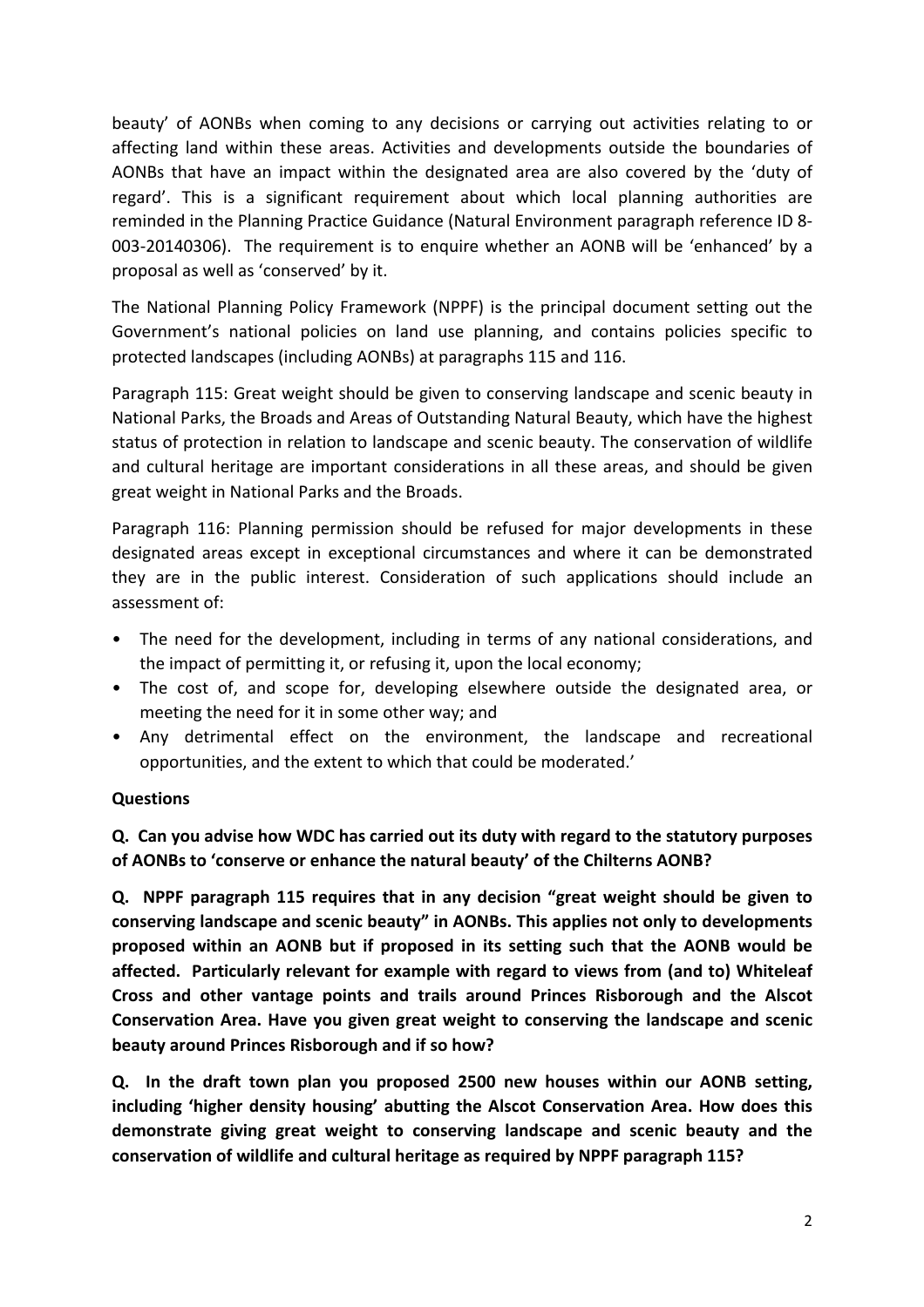beauty' of AONBs when coming to any decisions or carrying out activities relating to or affecting land within these areas. Activities and developments outside the boundaries of AONBs that have an impact within the designated area are also covered by the 'duty of regard'. This is a significant requirement about which local planning authorities are reminded in the Planning Practice Guidance (Natural Environment paragraph reference ID 8-003-20140306). The requirement is to enquire whether an AONB will be 'enhanced' by a proposal as well as 'conserved' by it.

The National Planning Policy Framework (NPPF) is the principal document setting out the Government's national policies on land use planning, and contains policies specific to protected landscapes (including AONBs) at paragraphs 115 and 116.

Paragraph 115: Great weight should be given to conserving landscape and scenic beauty in National Parks, the Broads and Areas of Outstanding Natural Beauty, which have the highest status of protection in relation to landscape and scenic beauty. The conservation of wildlife and cultural heritage are important considerations in all these areas, and should be given great weight in National Parks and the Broads.

Paragraph 116: Planning permission should be refused for major developments in these designated areas except in exceptional circumstances and where it can be demonstrated they are in the public interest. Consideration of such applications should include an assessment of:

- The need for the development, including in terms of any national considerations, and the impact of permitting it, or refusing it, upon the local economy;
- The cost of, and scope for, developing elsewhere outside the designated area, or meeting the need for it in some other way; and
- Any detrimental effect on the environment, the landscape and recreational opportunities, and the extent to which that could be moderated.'

**Questions**

**Q. Can you advise how WDC has carried out its duty with regard to the statutory purposes of AONBs to 'conserve or enhance the natural beauty' of the Chilterns AONB?**

**Q. NPPF paragraph 115 requires that in any decision "great weight should be given to conserving landscape and scenic beauty" in AONBs. This applies not only to developments proposed within an AONB but if proposed in its setting such that the AONB would be affected. Particularly relevant for example with regard to views from (and to) Whiteleaf Cross and other vantage points and trails around Princes Risborough and the Alscot Conservation Area. Have you given great weight to conserving the landscape and scenic beauty around Princes Risborough and if so how?**

**Q. In the draft town plan you proposed 2500 new houses within our AONB setting, including 'higher density housing' abutting the Alscot Conservation Area. How does this demonstrate giving great weight to conserving landscape and scenic beauty and the conservation of wildlife and cultural heritage as required by NPPF paragraph 115?**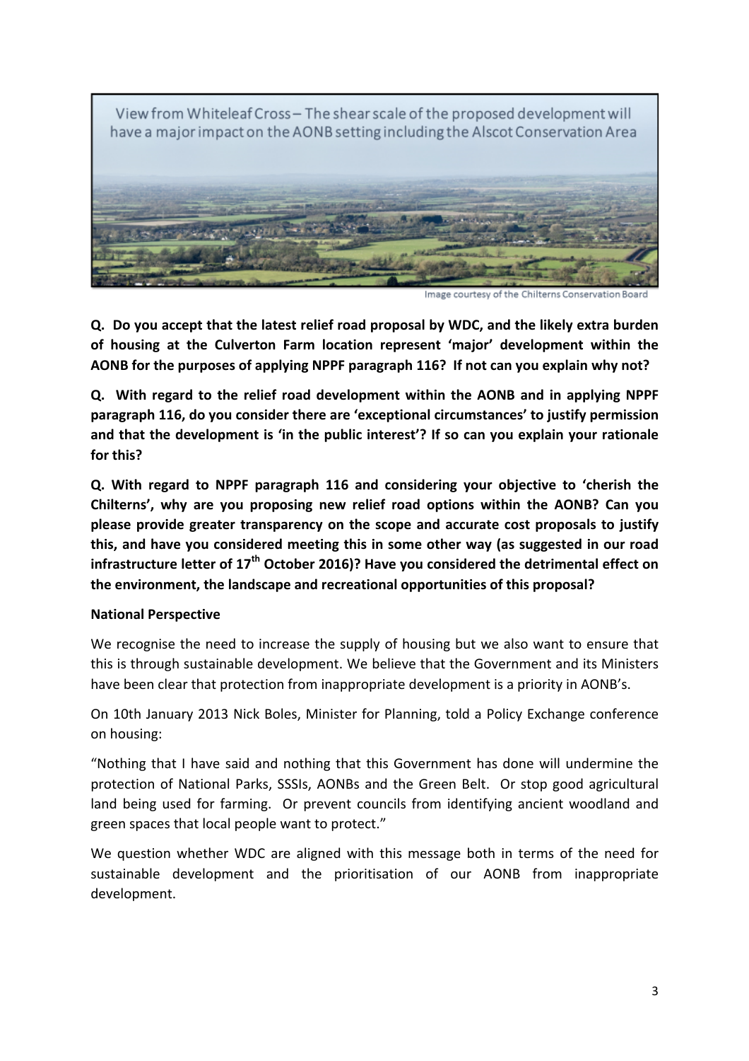View from Whiteleaf Cross – The shear scale of the proposed development will have a major impact on the AONB setting including the Alscot Conservation Area

Image courtesy of the Chilterns Conservation Board

**Q. Do you accept that the latest relief road proposal by WDC, and the likely extra burden of housing at the Culverton Farm location represent 'major' development within the AONB for the purposes of applying NPPF paragraph 116? If not can you explain why not?**

**Q. With regard to the relief road development within the AONB and in applying NPPF paragraph 116, do you consider there are 'exceptional circumstances' to justify permission and that the development is 'in the public interest'? If so can you explain your rationale for this?**

**Q. With regard to NPPF paragraph 116 and considering your objective to 'cherish the Chilterns', why are you proposing new relief road options within the AONB? Can you please provide greater transparency on the scope and accurate cost proposals to justify this, and have you considered meeting this in some other way (as suggested in our road infrastructure letter of 17th October 2016)? Have you considered the detrimental effect on the environment, the landscape and recreational opportunities of this proposal?**

**National Perspective**

We recognise the need to increase the supply of housing but we also want to ensure that this is through sustainable development. We believe that the Government and its Ministers have been clear that protection from inappropriate development is a priority in AONB's.

On 10th January 2013 Nick Boles, Minister for Planning, told a Policy Exchange conference on housing:

"Nothing that I have said and nothing that this Government has done will undermine the protection of National Parks, SSSIs, AONBs and the Green Belt. Or stop good agricultural land being used for farming. Or prevent councils from identifying ancient woodland and green spaces that local people want to protect."

We question whether WDC are aligned with this message both in terms of the need for sustainable development and the prioritisation of our AONB from inappropriate development.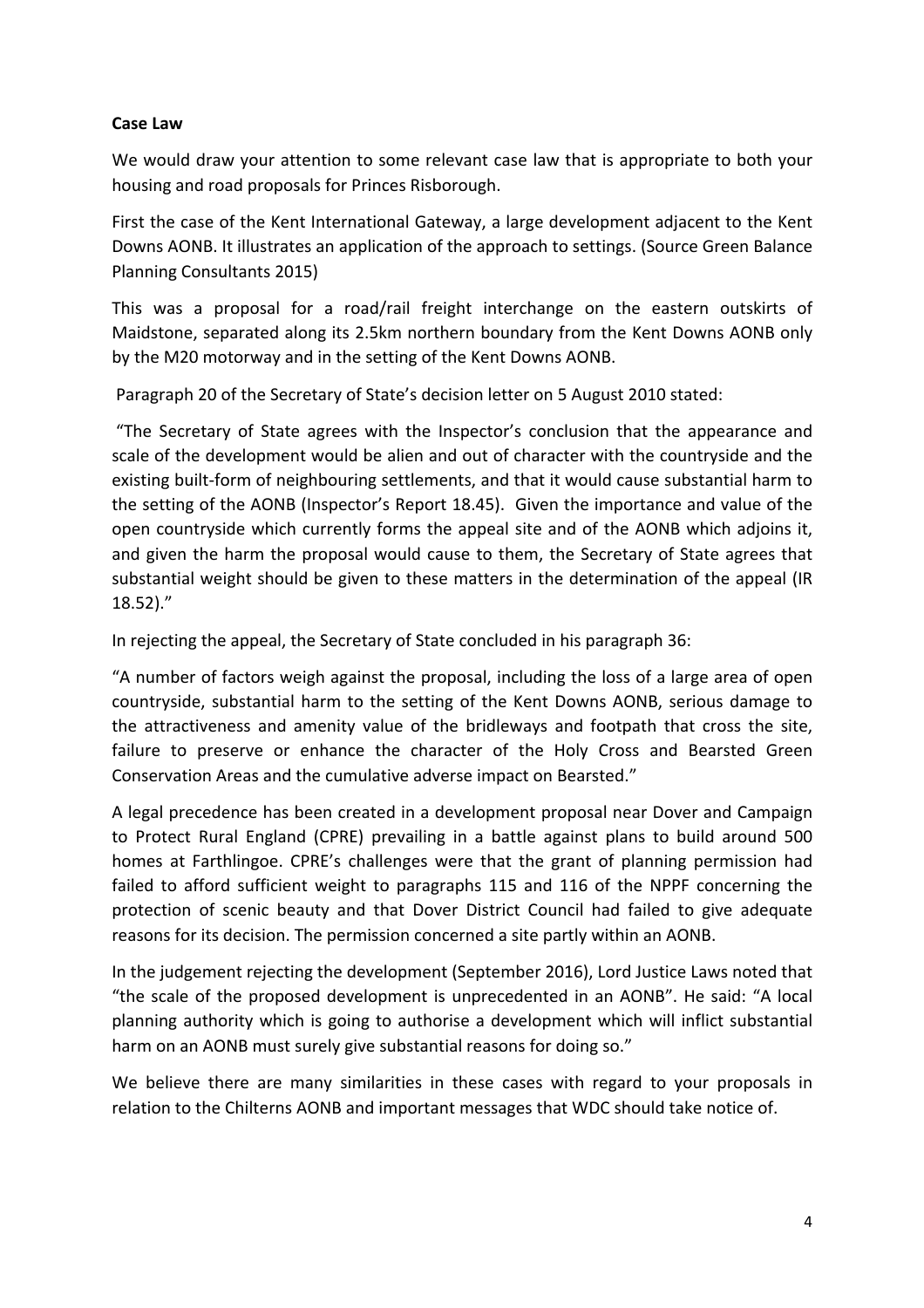**Case Law**

We would draw your attention to some relevant case law that is appropriate to both your housing and road proposals for Princes Risborough.

First the case of the Kent International Gateway, a large development adjacent to the Kent Downs AONB. It illustrates an application of the approach to settings. (Source Green Balance Planning Consultants 2015)

This was a proposal for a road/rail freight interchange on the eastern outskirts of Maidstone, separated along its 2.5km northern boundary from the Kent Downs AONB only by the M20 motorway and in the setting of the Kent Downs AONB.

Paragraph 20 of the Secretary of State's decision letter on 5 August 2010 stated:

"The Secretary of State agrees with the Inspector's conclusion that the appearance and scale of the development would be alien and out of character with the countryside and the existing built-form of neighbouring settlements, and that it would cause substantial harm to the setting of the AONB (Inspector's Report 18.45). Given the importance and value of the open countryside which currently forms the appeal site and of the AONB which adjoins it, and given the harm the proposal would cause to them, the Secretary of State agrees that substantial weight should be given to these matters in the determination of the appeal (IR 18.52)."

In rejecting the appeal, the Secretary of State concluded in his paragraph 36:

"A number of factors weigh against the proposal, including the loss of a large area of open countryside, substantial harm to the setting of the Kent Downs AONB, serious damage to the attractiveness and amenity value of the bridleways and footpath that cross the site, failure to preserve or enhance the character of the Holy Cross and Bearsted Green Conservation Areas and the cumulative adverse impact on Bearsted."

A legal precedence has been created in a development proposal near Dover and Campaign to Protect Rural England (CPRE) prevailing in a battle against plans to build around 500 homes at Farthlingoe. CPRE's challenges were that the grant of planning permission had failed to afford sufficient weight to paragraphs 115 and 116 of the NPPF concerning the protection of scenic beauty and that Dover District Council had failed to give adequate reasons for its decision. The permission concerned a site partly within an AONB.

In the judgement rejecting the development (September 2016), Lord Justice Laws noted that "the scale of the proposed development is unprecedented in an AONB". He said: "A local planning authority which is going to authorise a development which will inflict substantial harm on an AONB must surely give substantial reasons for doing so."

We believe there are many similarities in these cases with regard to your proposals in relation to the Chilterns AONB and important messages that WDC should take notice of.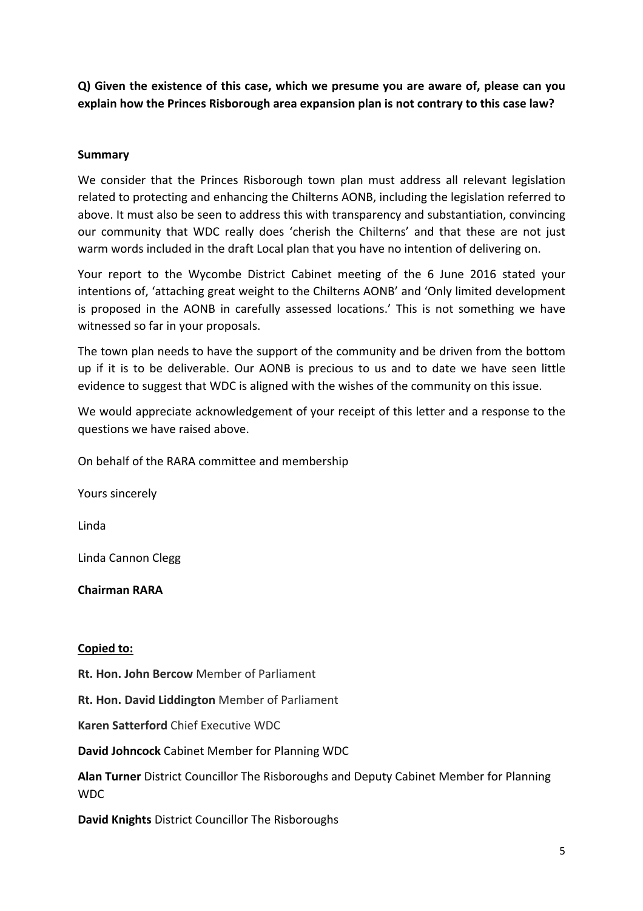**Q) Given the existence of this case, which we presume you are aware of, please can you explain how the Princes Risborough area expansion plan is not contrary to this case law?**

**Summary**

We consider that the Princes Risborough town plan must address all relevant legislation related to protecting and enhancing the Chilterns AONB, including the legislation referred to above. It must also be seen to address this with transparency and substantiation, convincing our community that WDC really does 'cherish the Chilterns' and that these are not just warm words included in the draft Local plan that you have no intention of delivering on.

Your report to the Wycombe District Cabinet meeting of the 6 June 2016 stated your intentions of, 'attaching great weight to the Chilterns AONB' and 'Only limited development is proposed in the AONB in carefully assessed locations.' This is not something we have witnessed so far in your proposals.

The town plan needs to have the support of the community and be driven from the bottom up if it is to be deliverable. Our AONB is precious to us and to date we have seen little evidence to suggest that WDC is aligned with the wishes of the community on this issue.

We would appreciate acknowledgement of your receipt of this letter and a response to the questions we have raised above.

On behalf of the RARA committee and membership

Yours sincerely

Linda

Linda Cannon Clegg

**Chairman RARA**

**Copied to:**

**Rt. Hon. John Bercow** Member of Parliament

**Rt. Hon. David Liddington** Member of Parliament

**Karen Satterford** Chief Executive WDC

**David Johncock** Cabinet Member for Planning WDC

**Alan Turner** District Councillor The Risboroughs and Deputy Cabinet Member for Planning WDC

**David Knights** District Councillor The Risboroughs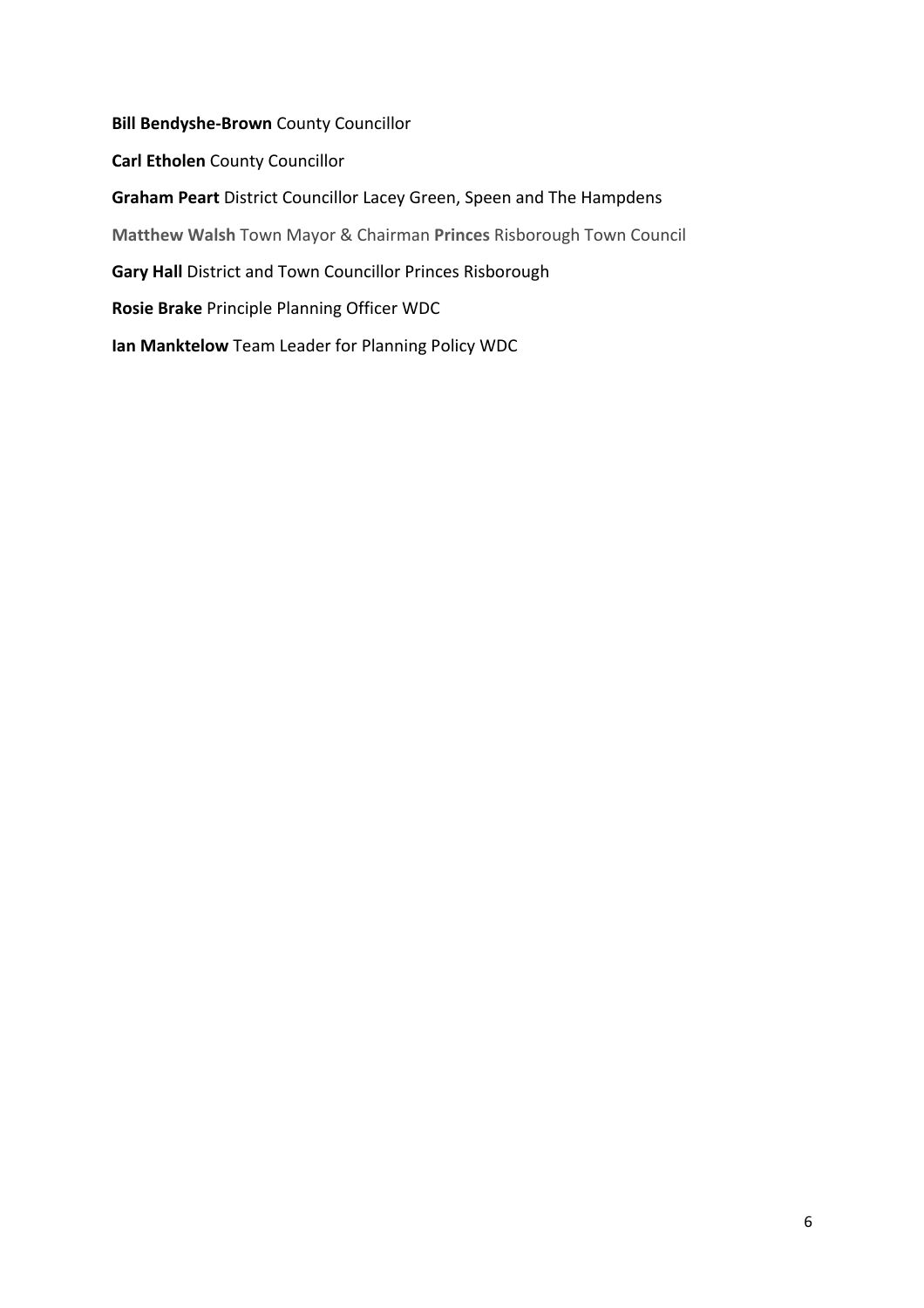**Bill Bendyshe-Brown** County Councillor

**Carl Etholen** County Councillor

**Graham Peart** District Councillor Lacey Green, Speen and The Hampdens

**Matthew Walsh** Town Mayor & Chairman **Princes** Risborough Town Council

**Gary Hall** District and Town Councillor Princes Risborough

**Rosie Brake** Principle Planning Officer WDC

**Ian Manktelow** Team Leader for Planning Policy WDC